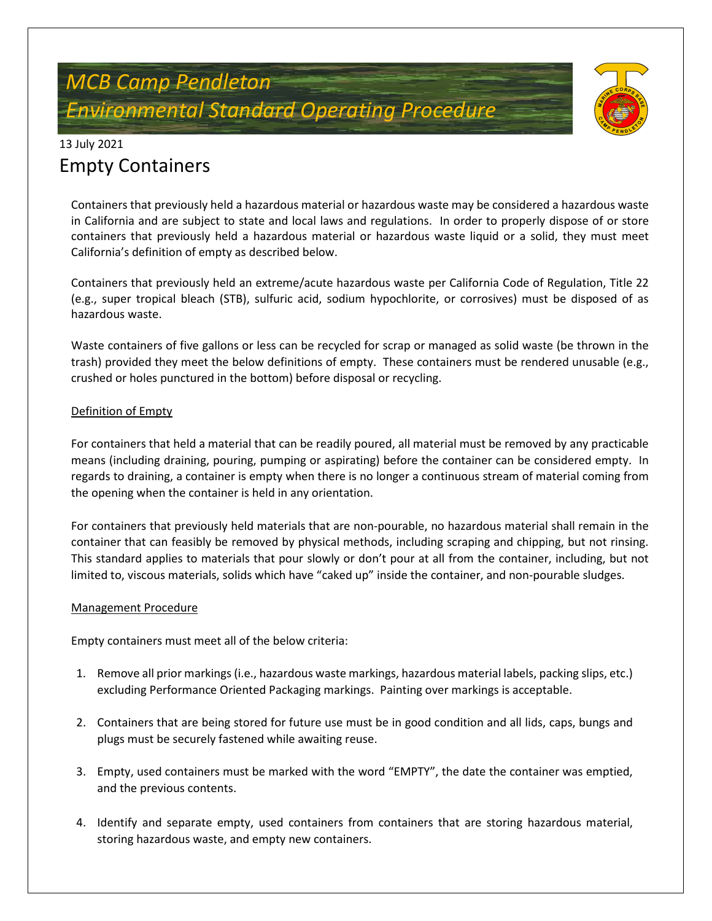# *MCB Camp Pendleton*
# *Environmental Standard Operating Procedure*

13 July 2021

## Empty Containers

Containers that previously held a hazardous material or hazardous waste may be considered a hazardous waste in California and are subject to state and local laws and regulations. In order to properly dispose of or store containers that previously held a hazardous material or hazardous waste liquid or a solid, they must meet California's definition of empty as described below.

Containers that previously held an extreme/acute hazardous waste per California Code of Regulation, Title 22 (e.g., super tropical bleach (STB), sulfuric acid, sodium hypochlorite, or corrosives) must be disposed of as hazardous waste.

Waste containers of five gallons or less can be recycled for scrap or managed as solid waste (be thrown in the trash) provided they meet the below definitions of empty. These containers must be rendered unusable (e.g., crushed or holes punctured in the bottom) before disposal or recycling.

### Definition of Empty

For containers that held a material that can be readily poured, all material must be removed by any practicable means (including draining, pouring, pumping or aspirating) before the container can be considered empty. In regards to draining, a container is empty when there is no longer a continuous stream of material coming from the opening when the container is held in any orientation.

For containers that previously held materials that are non-pourable, no hazardous material shall remain in the container that can feasibly be removed by physical methods, including scraping and chipping, but not rinsing. This standard applies to materials that pour slowly or don't pour at all from the container, including, but not limited to, viscous materials, solids which have "caked up" inside the container, and non-pourable sludges.

### Management Procedure

Empty containers must meet all of the below criteria:

1. Remove all prior markings (i.e., hazardous waste markings, hazardous material labels, packing slips, etc.) excluding Performance Oriented Packaging markings. Painting over markings is acceptable.
2. Containers that are being stored for future use must be in good condition and all lids, caps, bungs and plugs must be securely fastened while awaiting reuse.
3. Empty, used containers must be marked with the word "EMPTY", the date the container was emptied, and the previous contents.
4. Identify and separate empty, used containers from containers that are storing hazardous material, storing hazardous waste, and empty new containers.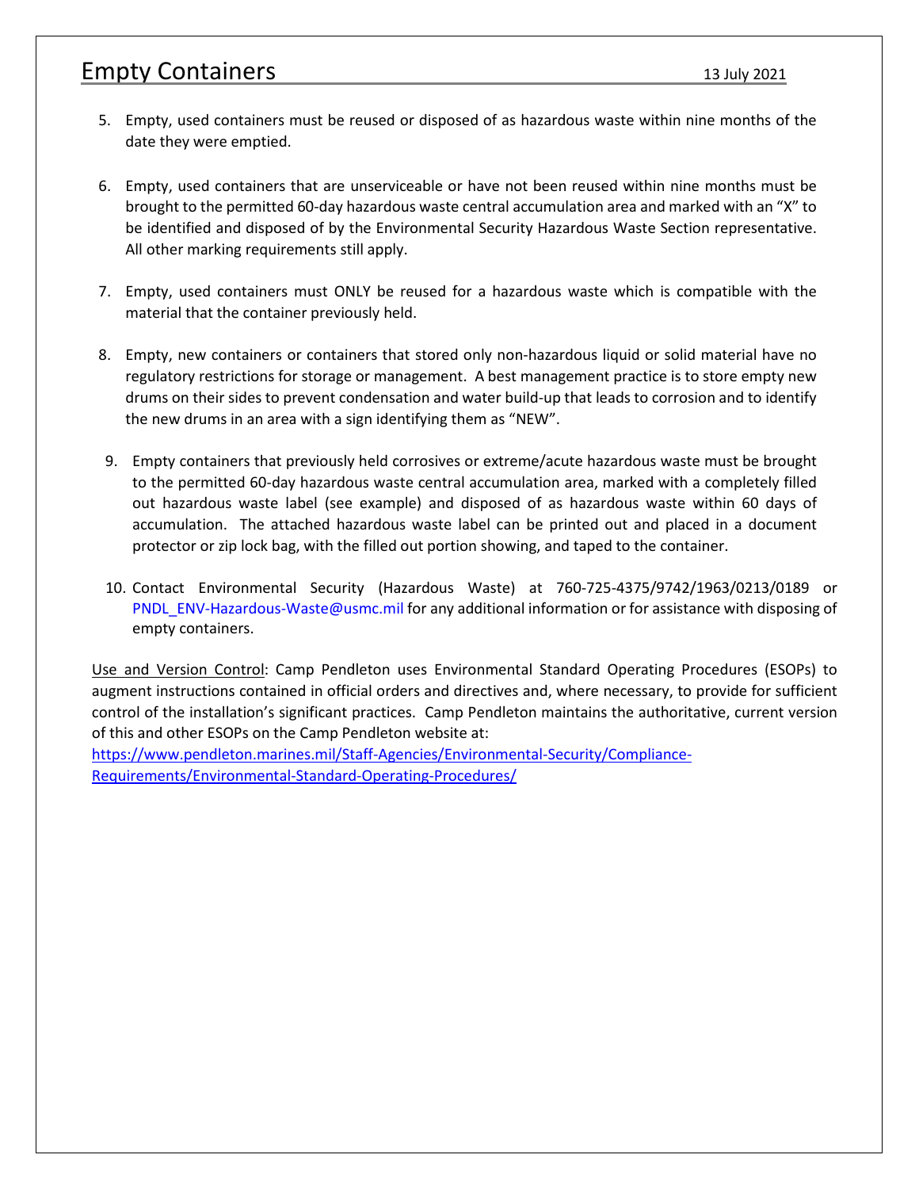5. Empty, used containers must be reused or disposed of as hazardous waste within nine months of the date they were emptied.

6. Empty, used containers that are unserviceable or have not been reused within nine months must be brought to the permitted 60-day hazardous waste central accumulation area and marked with an "X" to be identified and disposed of by the Environmental Security Hazardous Waste Section representative. All other marking requirements still apply.

7. Empty, used containers must ONLY be reused for a hazardous waste which is compatible with the material that the container previously held.

8. Empty, new containers or containers that stored only non-hazardous liquid or solid material have no regulatory restrictions for storage or management. A best management practice is to store empty new drums on their sides to prevent condensation and water build-up that leads to corrosion and to identify the new drums in an area with a sign identifying them as "NEW".

9. Empty containers that previously held corrosives or extreme/acute hazardous waste must be brought to the permitted 60-day hazardous waste central accumulation area, marked with a completely filled out hazardous waste label (see example) and disposed of as hazardous waste within 60 days of accumulation. The attached hazardous waste label can be printed out and placed in a document protector or zip lock bag, with the filled out portion showing, and taped to the container.

10. Contact Environmental Security (Hazardous Waste) at 760-725-4375/9742/1963/0213/0189 or PNDL_ENV-Hazardous-Waste@usmc.mil for any additional information or for assistance with disposing of empty containers.

Use and Version Control: Camp Pendleton uses Environmental Standard Operating Procedures (ESOPs) to augment instructions contained in official orders and directives and, where necessary, to provide for sufficient control of the installation's significant practices. Camp Pendleton maintains the authoritative, current version of this and other ESOPs on the Camp Pendleton website at:
https://www.pendleton.marines.mil/Staff-Agencies/Environmental-Security/Compliance-Requirements/Environmental-Standard-Operating-Procedures/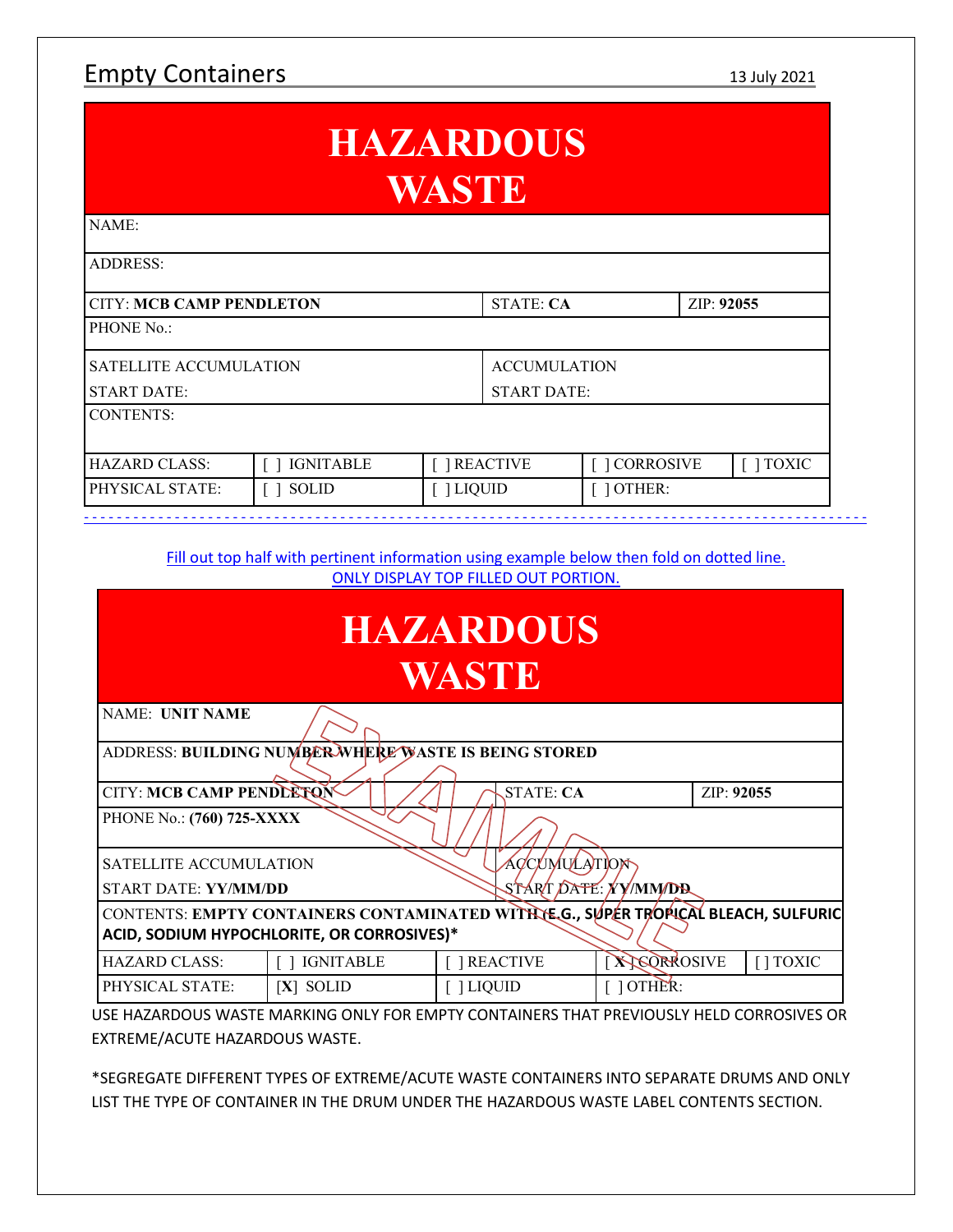## Empty Containers

13 July 2021

# HAZARDOUS WASTE

| | | | | |
|---|---|---|---|---|
| NAME: | | | | |
| ADDRESS: | | | | |
| CITY: **MCB CAMP PENDLETON** | | STATE: **CA** | | ZIP: **92055** |
| PHONE No.: | | | | |
| SATELLITE ACCUMULATION START DATE: | | ACCUMULATION START DATE: | | |
| CONTENTS: | | | | |
| HAZARD CLASS: | [ ] IGNITABLE | [ ] REACTIVE | [ ] CORROSIVE | [ ] TOXIC |
| PHYSICAL STATE: | [ ] SOLID | [ ] LIQUID | [ ] OTHER: | |

Fill out top half with pertinent information using example below then fold on dotted line.
ONLY DISPLAY TOP FILLED OUT PORTION.

# HAZARDOUS WASTE

EXAMPLE

| | | | | |
|---|---|---|---|---|
| NAME: **UNIT NAME** | | | | |
| ADDRESS: **BUILDING NUMBER WHERE WASTE IS BEING STORED** | | | | |
| CITY: **MCB CAMP PENDLETON** | | STATE: **CA** | | ZIP: **92055** |
| PHONE No.: **(760) 725-XXXX** | | | | |
| SATELLITE ACCUMULATION START DATE: **YY/MM/DD** | | ACCUMULATION START DATE: **YY/MM/DD** | | |
| CONTENTS: **EMPTY CONTAINERS CONTAMINATED WITH (E.G., SUPER TROPICAL BLEACH, SULFURIC ACID, SODIUM HYPOCHLORITE, OR CORROSIVES)*** | | | | |
| HAZARD CLASS: | [ ] IGNITABLE | [ ] REACTIVE | [**X**] CORROSIVE | [ ] TOXIC |
| PHYSICAL STATE: | [**X**] SOLID | [ ] LIQUID | [ ] OTHER: | |

USE HAZARDOUS WASTE MARKING ONLY FOR EMPTY CONTAINERS THAT PREVIOUSLY HELD CORROSIVES OR EXTREME/ACUTE HAZARDOUS WASTE.

*SEGREGATE DIFFERENT TYPES OF EXTREME/ACUTE WASTE CONTAINERS INTO SEPARATE DRUMS AND ONLY LIST THE TYPE OF CONTAINER IN THE DRUM UNDER THE HAZARDOUS WASTE LABEL CONTENTS SECTION.